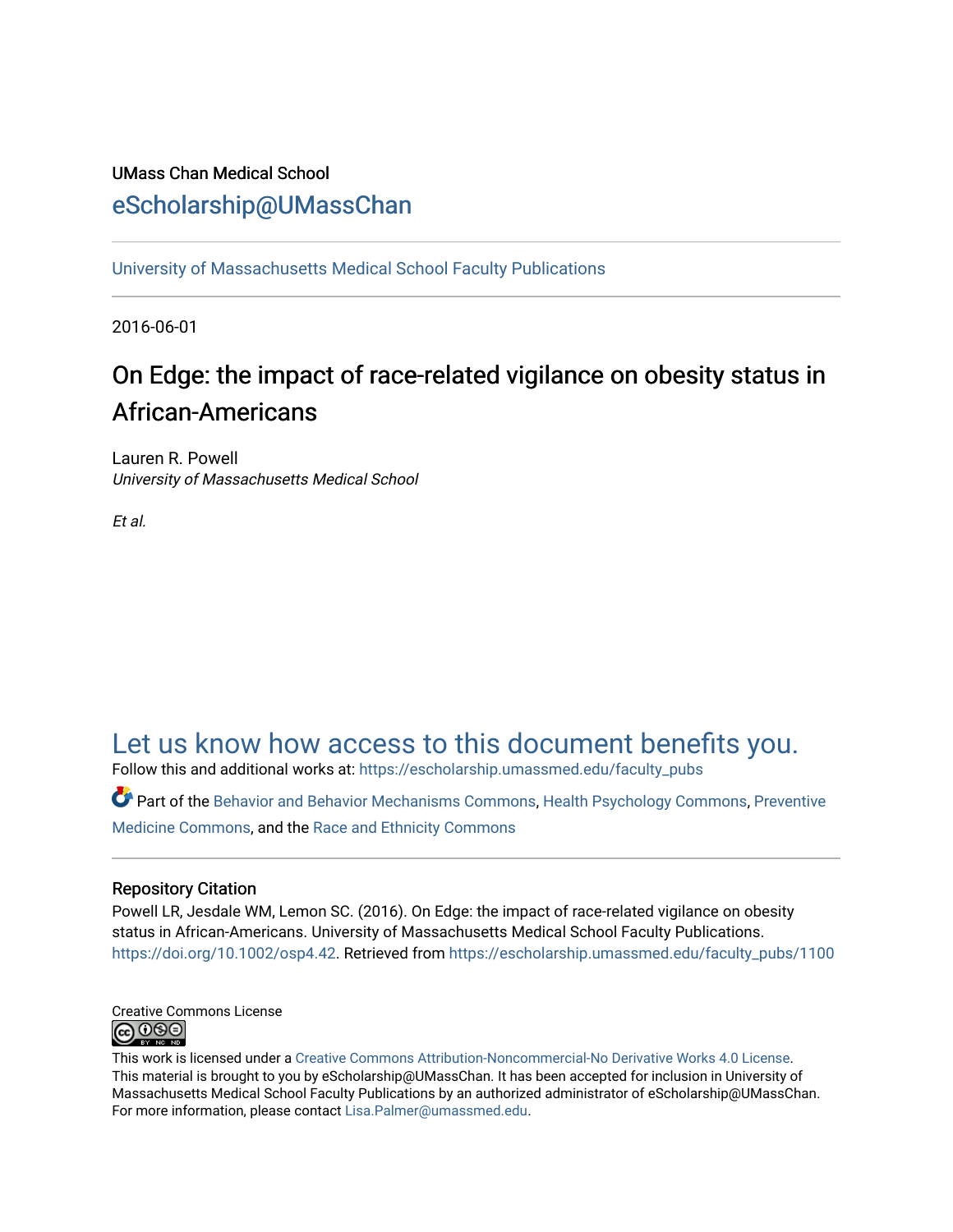UMass Chan Medical School

eScholarship@UMassChan

University of Massachusetts Medical School Faculty Publications

2016-06-01

# On Edge: the impact of race-related vigilance on obesity status in African-Americans

Lauren R. Powell
*University of Massachusetts Medical School*

*Et al.*

## Let us know how access to this document benefits you.

Follow this and additional works at: https://escholarship.umassmed.edu/faculty_pubs

Part of the Behavior and Behavior Mechanisms Commons, Health Psychology Commons, Preventive Medicine Commons, and the Race and Ethnicity Commons

### Repository Citation

Powell LR, Jesdale WM, Lemon SC. (2016). On Edge: the impact of race-related vigilance on obesity status in African-Americans. University of Massachusetts Medical School Faculty Publications. https://doi.org/10.1002/osp4.42. Retrieved from https://escholarship.umassmed.edu/faculty_pubs/1100

Creative Commons License

This work is licensed under a Creative Commons Attribution-Noncommercial-No Derivative Works 4.0 License. This material is brought to you by eScholarship@UMassChan. It has been accepted for inclusion in University of Massachusetts Medical School Faculty Publications by an authorized administrator of eScholarship@UMassChan. For more information, please contact Lisa.Palmer@umassmed.edu.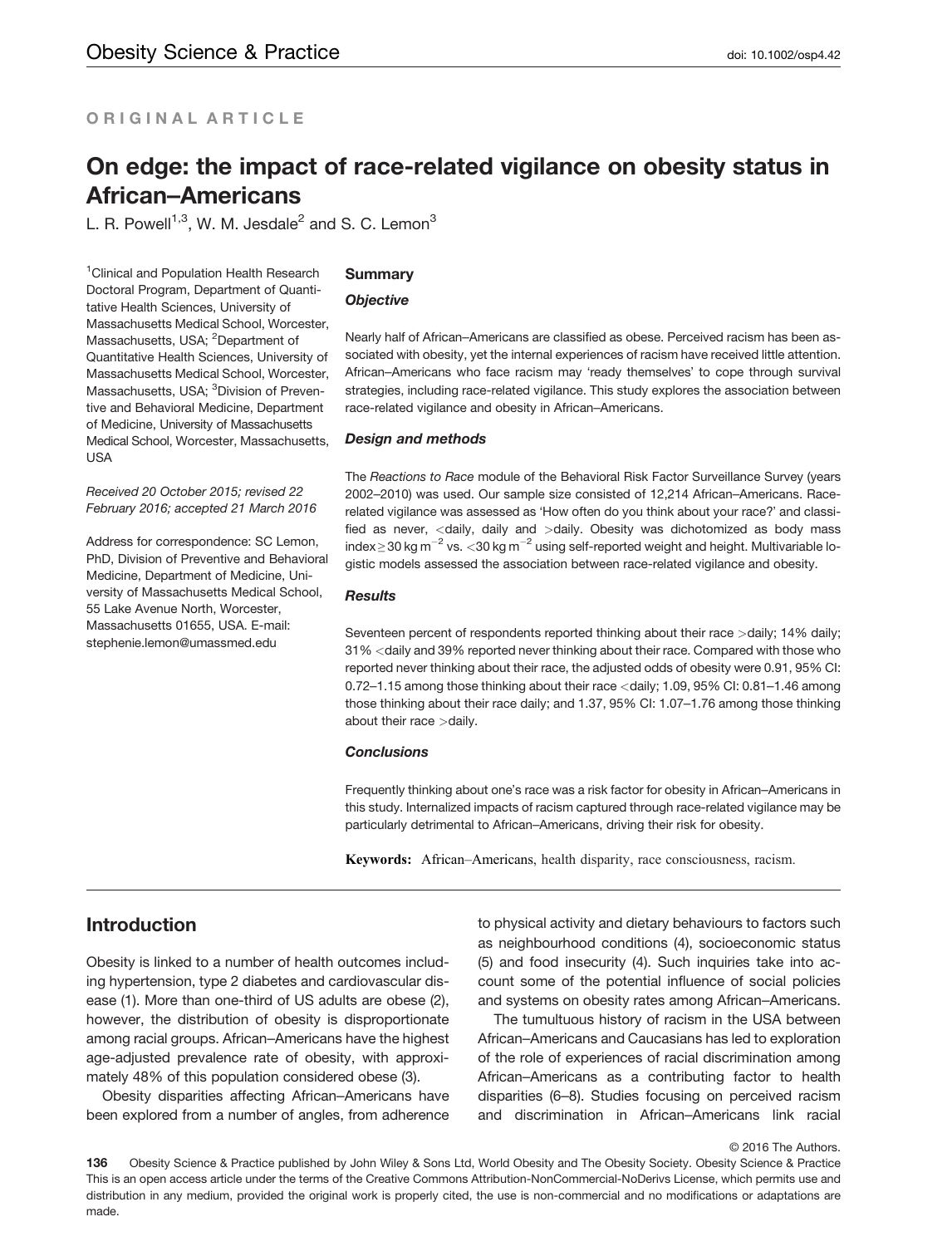ORIGINAL ARTICLE

# On edge: the impact of race-related vigilance on obesity status in African–Americans

L. R. Powell[1,3], W. M. Jesdale[2] and S. C. Lemon[3]

[1]Clinical and Population Health Research Doctoral Program, Department of Quantitative Health Sciences, University of Massachusetts Medical School, Worcester, Massachusetts, USA; [2]Department of Quantitative Health Sciences, University of Massachusetts Medical School, Worcester, Massachusetts, USA; [3]Division of Preventive and Behavioral Medicine, Department of Medicine, University of Massachusetts Medical School, Worcester, Massachusetts, USA

*Received 20 October 2015; revised 22 February 2016; accepted 21 March 2016*

Address for correspondence: SC Lemon, PhD, Division of Preventive and Behavioral Medicine, Department of Medicine, University of Massachusetts Medical School, 55 Lake Avenue North, Worcester, Massachusetts 01655, USA. E-mail: stephenie.lemon@umassmed.edu

## Summary

### *Objective*

Nearly half of African–Americans are classified as obese. Perceived racism has been associated with obesity, yet the internal experiences of racism have received little attention. African–Americans who face racism may 'ready themselves' to cope through survival strategies, including race-related vigilance. This study explores the association between race-related vigilance and obesity in African–Americans.

### *Design and methods*

The *Reactions to Race* module of the Behavioral Risk Factor Surveillance Survey (years 2002–2010) was used. Our sample size consisted of 12,214 African–Americans. Race-related vigilance was assessed as 'How often do you think about your race?' and classified as never, <daily, daily and >daily. Obesity was dichotomized as body mass index $\geq 30$ kg m$^{-2}$ vs. $< 30$ kg m$^{-2}$ using self-reported weight and height. Multivariable logistic models assessed the association between race-related vigilance and obesity.

### *Results*

Seventeen percent of respondents reported thinking about their race >daily; 14% daily; 31% <daily and 39% reported never thinking about their race. Compared with those who reported never thinking about their race, the adjusted odds of obesity were 0.91, 95% CI: 0.72–1.15 among those thinking about their race <daily; 1.09, 95% CI: 0.81–1.46 among those thinking about their race daily; and 1.37, 95% CI: 1.07–1.76 among those thinking about their race >daily.

### *Conclusions*

Frequently thinking about one's race was a risk factor for obesity in African–Americans in this study. Internalized impacts of racism captured through race-related vigilance may be particularly detrimental to African–Americans, driving their risk for obesity.

**Keywords:** African–Americans, health disparity, race consciousness, racism.

## Introduction

Obesity is linked to a number of health outcomes including hypertension, type 2 diabetes and cardiovascular disease (1). More than one-third of US adults are obese (2), however, the distribution of obesity is disproportionate among racial groups. African–Americans have the highest age-adjusted prevalence rate of obesity, with approximately 48% of this population considered obese (3).

Obesity disparities affecting African–Americans have been explored from a number of angles, from adherence to physical activity and dietary behaviours to factors such as neighbourhood conditions (4), socioeconomic status (5) and food insecurity (4). Such inquiries take into account some of the potential influence of social policies and systems on obesity rates among African–Americans.

The tumultuous history of racism in the USA between African–Americans and Caucasians has led to exploration of the role of experiences of racial discrimination among African–Americans as a contributing factor to health disparities (6–8). Studies focusing on perceived racism and discrimination in African–Americans link racial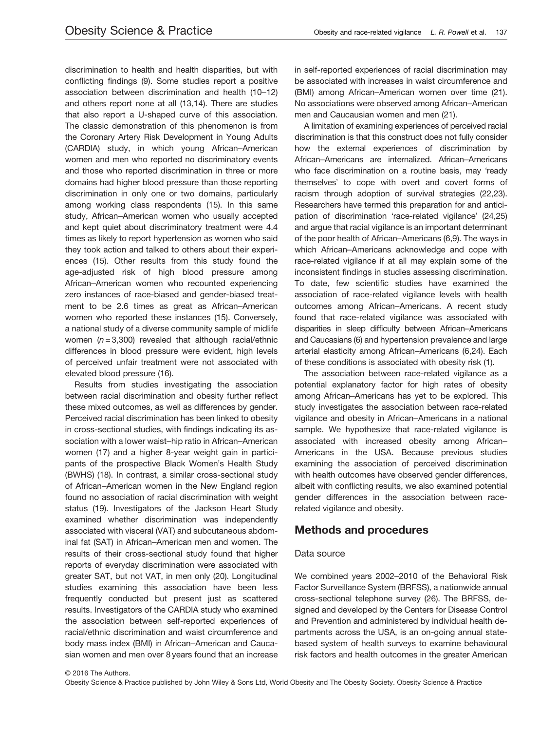discrimination to health and health disparities, but with conflicting findings (9). Some studies report a positive association between discrimination and health (10–12) and others report none at all (13,14). There are studies that also report a U-shaped curve of this association. The classic demonstration of this phenomenon is from the Coronary Artery Risk Development in Young Adults (CARDIA) study, in which young African–American women and men who reported no discriminatory events and those who reported discrimination in three or more domains had higher blood pressure than those reporting discrimination in only one or two domains, particularly among working class respondents (15). In this same study, African–American women who usually accepted and kept quiet about discriminatory treatment were 4.4 times as likely to report hypertension as women who said they took action and talked to others about their experiences (15). Other results from this study found the age-adjusted risk of high blood pressure among African–American women who recounted experiencing zero instances of race-biased and gender-biased treatment to be 2.6 times as great as African–American women who reported these instances (15). Conversely, a national study of a diverse community sample of midlife women ($n = 3,300$) revealed that although racial/ethnic differences in blood pressure were evident, high levels of perceived unfair treatment were not associated with elevated blood pressure (16).

Results from studies investigating the association between racial discrimination and obesity further reflect these mixed outcomes, as well as differences by gender. Perceived racial discrimination has been linked to obesity in cross-sectional studies, with findings indicating its association with a lower waist–hip ratio in African–American women (17) and a higher 8-year weight gain in participants of the prospective Black Women's Health Study (BWHS) (18). In contrast, a similar cross-sectional study of African–American women in the New England region found no association of racial discrimination with weight status (19). Investigators of the Jackson Heart Study examined whether discrimination was independently associated with visceral (VAT) and subcutaneous abdominal fat (SAT) in African–American men and women. The results of their cross-sectional study found that higher reports of everyday discrimination were associated with greater SAT, but not VAT, in men only (20). Longitudinal studies examining this association have been less frequently conducted but present just as scattered results. Investigators of the CARDIA study who examined the association between self-reported experiences of racial/ethnic discrimination and waist circumference and body mass index (BMI) in African–American and Caucasian women and men over 8 years found that an increase in self-reported experiences of racial discrimination may be associated with increases in waist circumference and (BMI) among African–American women over time (21). No associations were observed among African–American men and Caucausian women and men (21).

A limitation of examining experiences of perceived racial discrimination is that this construct does not fully consider how the external experiences of discrimination by African–Americans are internalized. African–Americans who face discrimination on a routine basis, may 'ready themselves' to cope with overt and covert forms of racism through adoption of survival strategies (22,23). Researchers have termed this preparation for and anticipation of discrimination 'race-related vigilance' (24,25) and argue that racial vigilance is an important determinant of the poor health of African–Americans (6,9). The ways in which African–Americans acknowledge and cope with race-related vigilance if at all may explain some of the inconsistent findings in studies assessing discrimination. To date, few scientific studies have examined the association of race-related vigilance levels with health outcomes among African–Americans. A recent study found that race-related vigilance was associated with disparities in sleep difficulty between African–Americans and Caucasians (6) and hypertension prevalence and large arterial elasticity among African–Americans (6,24). Each of these conditions is associated with obesity risk (1).

The association between race-related vigilance as a potential explanatory factor for high rates of obesity among African–Americans has yet to be explored. This study investigates the association between race-related vigilance and obesity in African–Americans in a national sample. We hypothesize that race-related vigilance is associated with increased obesity among African–Americans in the USA. Because previous studies examining the association of perceived discrimination with health outcomes have observed gender differences, albeit with conflicting results, we also examined potential gender differences in the association between race-related vigilance and obesity.

## Methods and procedures

### Data source

We combined years 2002–2010 of the Behavioral Risk Factor Surveillance System (BRFSS), a nationwide annual cross-sectional telephone survey (26). The BRFSS, designed and developed by the Centers for Disease Control and Prevention and administered by individual health departments across the USA, is an on-going annual state-based system of health surveys to examine behavioural risk factors and health outcomes in the greater American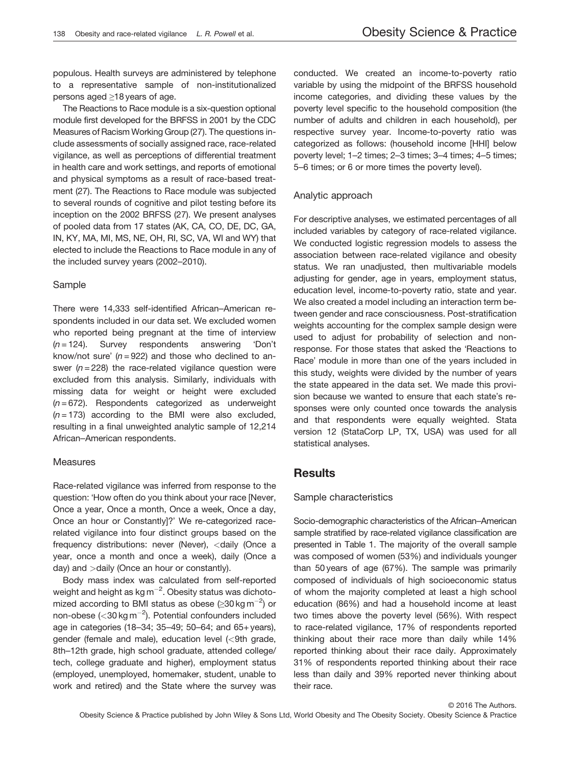populous. Health surveys are administered by telephone to a representative sample of non-institutionalized persons aged ≥18 years of age.

The Reactions to Race module is a six-question optional module first developed for the BRFSS in 2001 by the CDC Measures of Racism Working Group (27). The questions include assessments of socially assigned race, race-related vigilance, as well as perceptions of differential treatment in health care and work settings, and reports of emotional and physical symptoms as a result of race-based treatment (27). The Reactions to Race module was subjected to several rounds of cognitive and pilot testing before its inception on the 2002 BRFSS (27). We present analyses of pooled data from 17 states (AK, CA, CO, DE, DC, GA, IN, KY, MA, MI, MS, NE, OH, RI, SC, VA, WI and WY) that elected to include the Reactions to Race module in any of the included survey years (2002–2010).

### Sample

There were 14,333 self-identified African–American respondents included in our data set. We excluded women who reported being pregnant at the time of interview ($n = 124$). Survey respondents answering 'Don't know/not sure' ($n = 922$) and those who declined to answer ($n = 228$) the race-related vigilance question were excluded from this analysis. Similarly, individuals with missing data for weight or height were excluded ($n = 672$). Respondents categorized as underweight ($n = 173$) according to the BMI were also excluded, resulting in a final unweighted analytic sample of 12,214 African–American respondents.

### Measures

Race-related vigilance was inferred from response to the question: 'How often do you think about your race [Never, Once a year, Once a month, Once a week, Once a day, Once an hour or Constantly]?' We re-categorized race-related vigilance into four distinct groups based on the frequency distributions: never (Never), <daily (Once a year, once a month and once a week), daily (Once a day) and >daily (Once an hour or constantly).

Body mass index was calculated from self-reported weight and height as $\text{kg m}^{-2}$. Obesity status was dichotomized according to BMI status as obese (≥30 $\text{kg m}^{-2}$) or non-obese (<30 $\text{kg m}^{-2}$). Potential confounders included age in categories (18–34; 35–49; 50–64; and 65+ years), gender (female and male), education level (<9th grade, 8th–12th grade, high school graduate, attended college/tech, college graduate and higher), employment status (employed, unemployed, homemaker, student, unable to work and retired) and the State where the survey was conducted. We created an income-to-poverty ratio variable by using the midpoint of the BRFSS household income categories, and dividing these values by the poverty level specific to the household composition (the number of adults and children in each household), per respective survey year. Income-to-poverty ratio was categorized as follows: (household income [HHI] below poverty level; 1–2 times; 2–3 times; 3–4 times; 4–5 times; 5–6 times; or 6 or more times the poverty level).

### Analytic approach

For descriptive analyses, we estimated percentages of all included variables by category of race-related vigilance. We conducted logistic regression models to assess the association between race-related vigilance and obesity status. We ran unadjusted, then multivariable models adjusting for gender, age in years, employment status, education level, income-to-poverty ratio, state and year. We also created a model including an interaction term between gender and race consciousness. Post-stratification weights accounting for the complex sample design were used to adjust for probability of selection and non-response. For those states that asked the 'Reactions to Race' module in more than one of the years included in this study, weights were divided by the number of years the state appeared in the data set. We made this provision because we wanted to ensure that each state's responses were only counted once towards the analysis and that respondents were equally weighted. Stata version 12 (StataCorp LP, TX, USA) was used for all statistical analyses.

## Results

### Sample characteristics

Socio-demographic characteristics of the African–American sample stratified by race-related vigilance classification are presented in Table 1. The majority of the overall sample was composed of women (53%) and individuals younger than 50 years of age (67%). The sample was primarily composed of individuals of high socioeconomic status of whom the majority completed at least a high school education (86%) and had a household income at least two times above the poverty level (56%). With respect to race-related vigilance, 17% of respondents reported thinking about their race more than daily while 14% reported thinking about their race daily. Approximately 31% of respondents reported thinking about their race less than daily and 39% reported never thinking about their race.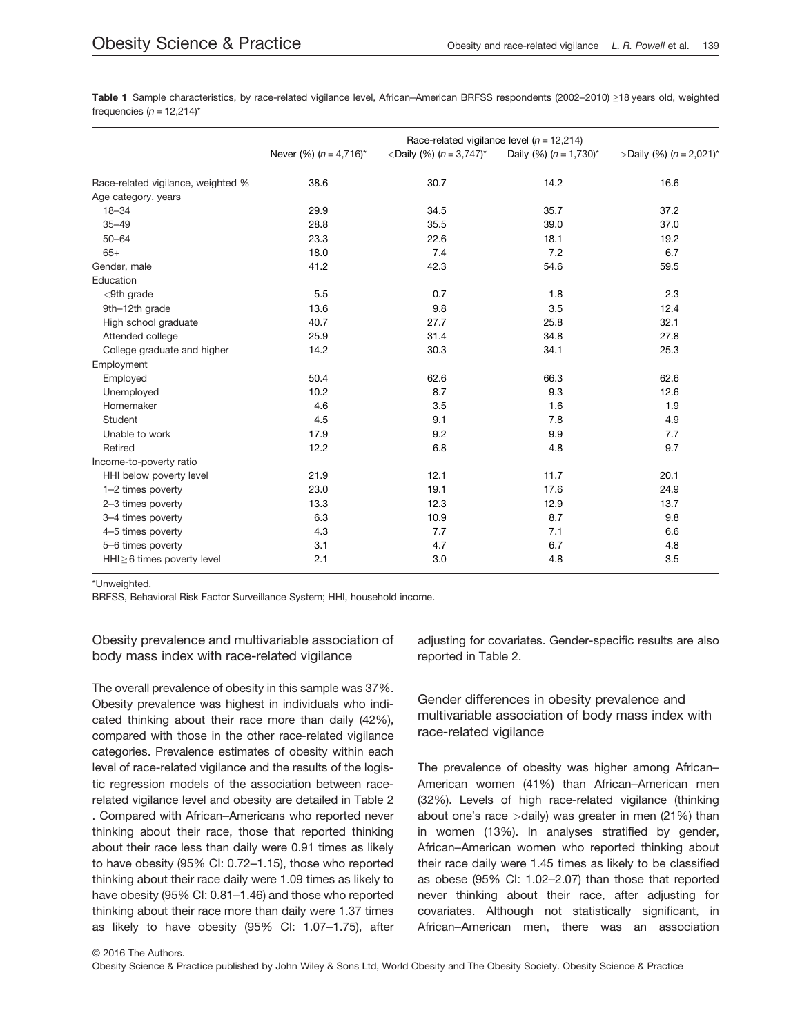**Table 1** Sample characteristics, by race-related vigilance level, African–American BRFSS respondents (2002–2010) ≥18 years old, weighted frequencies ($n = 12,214$)*

| | Race-related vigilance level ($n = 12,214$) | | | |
|---|---|---|---|---|
| | Never (%) ($n = 4,716$)* | <Daily (%) ($n = 3,747$)* | Daily (%) ($n = 1,730$)* | >Daily (%) ($n = 2,021$)* |
| Race-related vigilance, weighted % | 38.6 | 30.7 | 14.2 | 16.6 |
| Age category, years | | | | |
| 18–34 | 29.9 | 34.5 | 35.7 | 37.2 |
| 35–49 | 28.8 | 35.5 | 39.0 | 37.0 |
| 50–64 | 23.3 | 22.6 | 18.1 | 19.2 |
| 65+ | 18.0 | 7.4 | 7.2 | 6.7 |
| Gender, male | 41.2 | 42.3 | 54.6 | 59.5 |
| Education | | | | |
| <9th grade | 5.5 | 0.7 | 1.8 | 2.3 |
| 9th–12th grade | 13.6 | 9.8 | 3.5 | 12.4 |
| High school graduate | 40.7 | 27.7 | 25.8 | 32.1 |
| Attended college | 25.9 | 31.4 | 34.8 | 27.8 |
| College graduate and higher | 14.2 | 30.3 | 34.1 | 25.3 |
| Employment | | | | |
| Employed | 50.4 | 62.6 | 66.3 | 62.6 |
| Unemployed | 10.2 | 8.7 | 9.3 | 12.6 |
| Homemaker | 4.6 | 3.5 | 1.6 | 1.9 |
| Student | 4.5 | 9.1 | 7.8 | 4.9 |
| Unable to work | 17.9 | 9.2 | 9.9 | 7.7 |
| Retired | 12.2 | 6.8 | 4.8 | 9.7 |
| Income-to-poverty ratio | | | | |
| HHI below poverty level | 21.9 | 12.1 | 11.7 | 20.1 |
| 1–2 times poverty | 23.0 | 19.1 | 17.6 | 24.9 |
| 2–3 times poverty | 13.3 | 12.3 | 12.9 | 13.7 |
| 3–4 times poverty | 6.3 | 10.9 | 8.7 | 9.8 |
| 4–5 times poverty | 4.3 | 7.7 | 7.1 | 6.6 |
| 5–6 times poverty | 3.1 | 4.7 | 6.7 | 4.8 |
| HHI ≥ 6 times poverty level | 2.1 | 3.0 | 4.8 | 3.5 |

*Unweighted.

BRFSS, Behavioral Risk Factor Surveillance System; HHI, household income.

### Obesity prevalence and multivariable association of body mass index with race-related vigilance

The overall prevalence of obesity in this sample was 37%. Obesity prevalence was highest in individuals who indicated thinking about their race more than daily (42%), compared with those in the other race-related vigilance categories. Prevalence estimates of obesity within each level of race-related vigilance and the results of the logistic regression models of the association between race-related vigilance level and obesity are detailed in Table 2 . Compared with African–Americans who reported never thinking about their race, those that reported thinking about their race less than daily were 0.91 times as likely to have obesity (95% CI: 0.72–1.15), those who reported thinking about their race daily were 1.09 times as likely to have obesity (95% CI: 0.81–1.46) and those who reported thinking about their race more than daily were 1.37 times as likely to have obesity (95% CI: 1.07–1.75), after adjusting for covariates. Gender-specific results are also reported in Table 2.

### Gender differences in obesity prevalence and multivariable association of body mass index with race-related vigilance

The prevalence of obesity was higher among African–American women (41%) than African–American men (32%). Levels of high race-related vigilance (thinking about one's race >daily) was greater in men (21%) than in women (13%). In analyses stratified by gender, African–American women who reported thinking about their race daily were 1.45 times as likely to be classified as obese (95% CI: 1.02–2.07) than those that reported never thinking about their race, after adjusting for covariates. Although not statistically significant, in African–American men, there was an association

© 2016 The Authors.

Obesity Science & Practice published by John Wiley & Sons Ltd, World Obesity and The Obesity Society. Obesity Science & Practice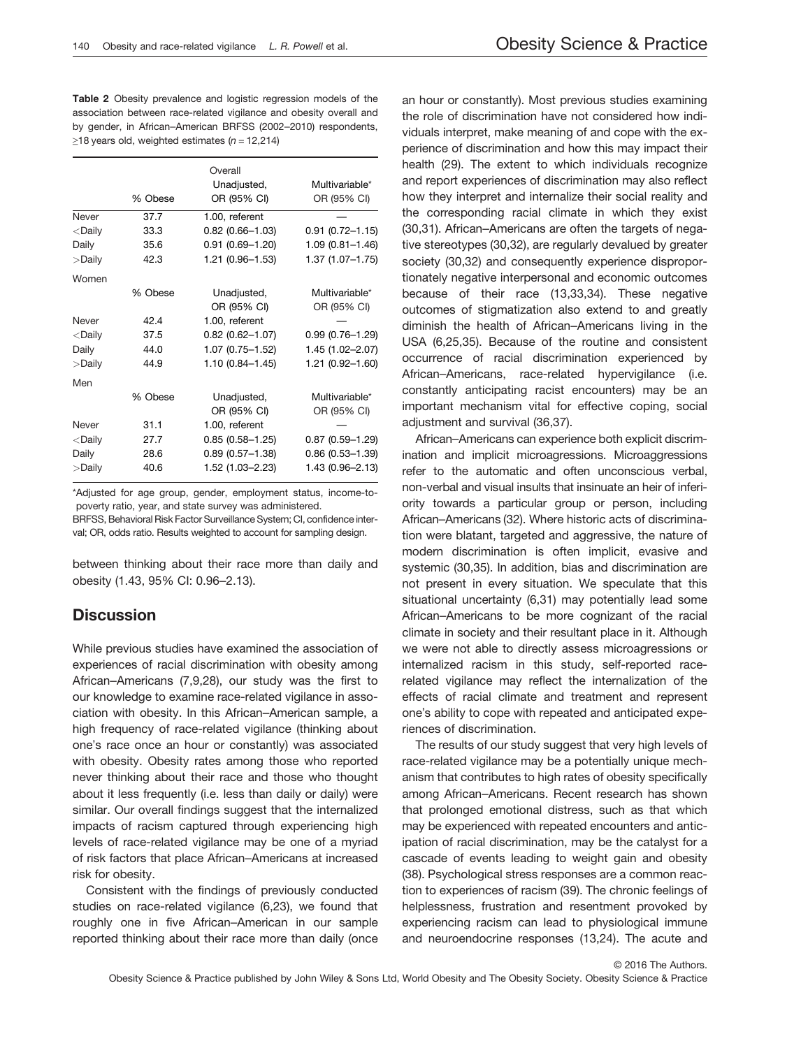**Table 2** Obesity prevalence and logistic regression models of the association between race-related vigilance and obesity overall and by gender, in African–American BRFSS (2002–2010) respondents, ≥18 years old, weighted estimates ($n$ = 12,214)

| | % Obese | Overall<br>Unadjusted,<br>OR (95% CI) | Multivariable*<br>OR (95% CI) |
|---|---|---|---|
| Never | 37.7 | 1.00, referent | — |
| <Daily | 33.3 | 0.82 (0.66–1.03) | 0.91 (0.72–1.15) |
| Daily | 35.6 | 0.91 (0.69–1.20) | 1.09 (0.81–1.46) |
| >Daily | 42.3 | 1.21 (0.96–1.53) | 1.37 (1.07–1.75) |
| Women | | | |
| | % Obese | Unadjusted,<br>OR (95% CI) | Multivariable*<br>OR (95% CI) |
| Never | 42.4 | 1.00, referent | — |
| <Daily | 37.5 | 0.82 (0.62–1.07) | 0.99 (0.76–1.29) |
| Daily | 44.0 | 1.07 (0.75–1.52) | 1.45 (1.02–2.07) |
| >Daily | 44.9 | 1.10 (0.84–1.45) | 1.21 (0.92–1.60) |
| Men | | | |
| | % Obese | Unadjusted,<br>OR (95% CI) | Multivariable*<br>OR (95% CI) |
| Never | 31.1 | 1.00, referent | — |
| <Daily | 27.7 | 0.85 (0.58–1.25) | 0.87 (0.59–1.29) |
| Daily | 28.6 | 0.89 (0.57–1.38) | 0.86 (0.53–1.39) |
| >Daily | 40.6 | 1.52 (1.03–2.23) | 1.43 (0.96–2.13) |

*Adjusted for age group, gender, employment status, income-to-poverty ratio, year, and state survey was administered.
BRFSS, Behavioral Risk Factor Surveillance System; CI, confidence interval; OR, odds ratio. Results weighted to account for sampling design.

between thinking about their race more than daily and obesity (1.43, 95% CI: 0.96–2.13).

## Discussion

While previous studies have examined the association of experiences of racial discrimination with obesity among African–Americans (7,9,28), our study was the first to our knowledge to examine race-related vigilance in association with obesity. In this African–American sample, a high frequency of race-related vigilance (thinking about one's race once an hour or constantly) was associated with obesity. Obesity rates among those who reported never thinking about their race and those who thought about it less frequently (i.e. less than daily or daily) were similar. Our overall findings suggest that the internalized impacts of racism captured through experiencing high levels of race-related vigilance may be one of a myriad of risk factors that place African–Americans at increased risk for obesity.

Consistent with the findings of previously conducted studies on race-related vigilance (6,23), we found that roughly one in five African–American in our sample reported thinking about their race more than daily (once an hour or constantly). Most previous studies examining the role of discrimination have not considered how individuals interpret, make meaning of and cope with the experience of discrimination and how this may impact their health (29). The extent to which individuals recognize and report experiences of discrimination may also reflect how they interpret and internalize their social reality and the corresponding racial climate in which they exist (30,31). African–Americans are often the targets of negative stereotypes (30,32), are regularly devalued by greater society (30,32) and consequently experience disproportionately negative interpersonal and economic outcomes because of their race (13,33,34). These negative outcomes of stigmatization also extend to and greatly diminish the health of African–Americans living in the USA (6,25,35). Because of the routine and consistent occurrence of racial discrimination experienced by African–Americans, race-related hypervigilance (i.e. constantly anticipating racist encounters) may be an important mechanism vital for effective coping, social adjustment and survival (36,37).

African–Americans can experience both explicit discrimination and implicit microagressions. Microaggressions refer to the automatic and often unconscious verbal, non-verbal and visual insults that insinuate an heir of inferiority towards a particular group or person, including African–Americans (32). Where historic acts of discrimination were blatant, targeted and aggressive, the nature of modern discrimination is often implicit, evasive and systemic (30,35). In addition, bias and discrimination are not present in every situation. We speculate that this situational uncertainty (6,31) may potentially lead some African–Americans to be more cognizant of the racial climate in society and their resultant place in it. Although we were not able to directly assess microagressions or internalized racism in this study, self-reported race-related vigilance may reflect the internalization of the effects of racial climate and treatment and represent one's ability to cope with repeated and anticipated experiences of discrimination.

The results of our study suggest that very high levels of race-related vigilance may be a potentially unique mechanism that contributes to high rates of obesity specifically among African–Americans. Recent research has shown that prolonged emotional distress, such as that which may be experienced with repeated encounters and anticipation of racial discrimination, may be the catalyst for a cascade of events leading to weight gain and obesity (38). Psychological stress responses are a common reaction to experiences of racism (39). The chronic feelings of helplessness, frustration and resentment provoked by experiencing racism can lead to physiological immune and neuroendocrine responses (13,24). The acute and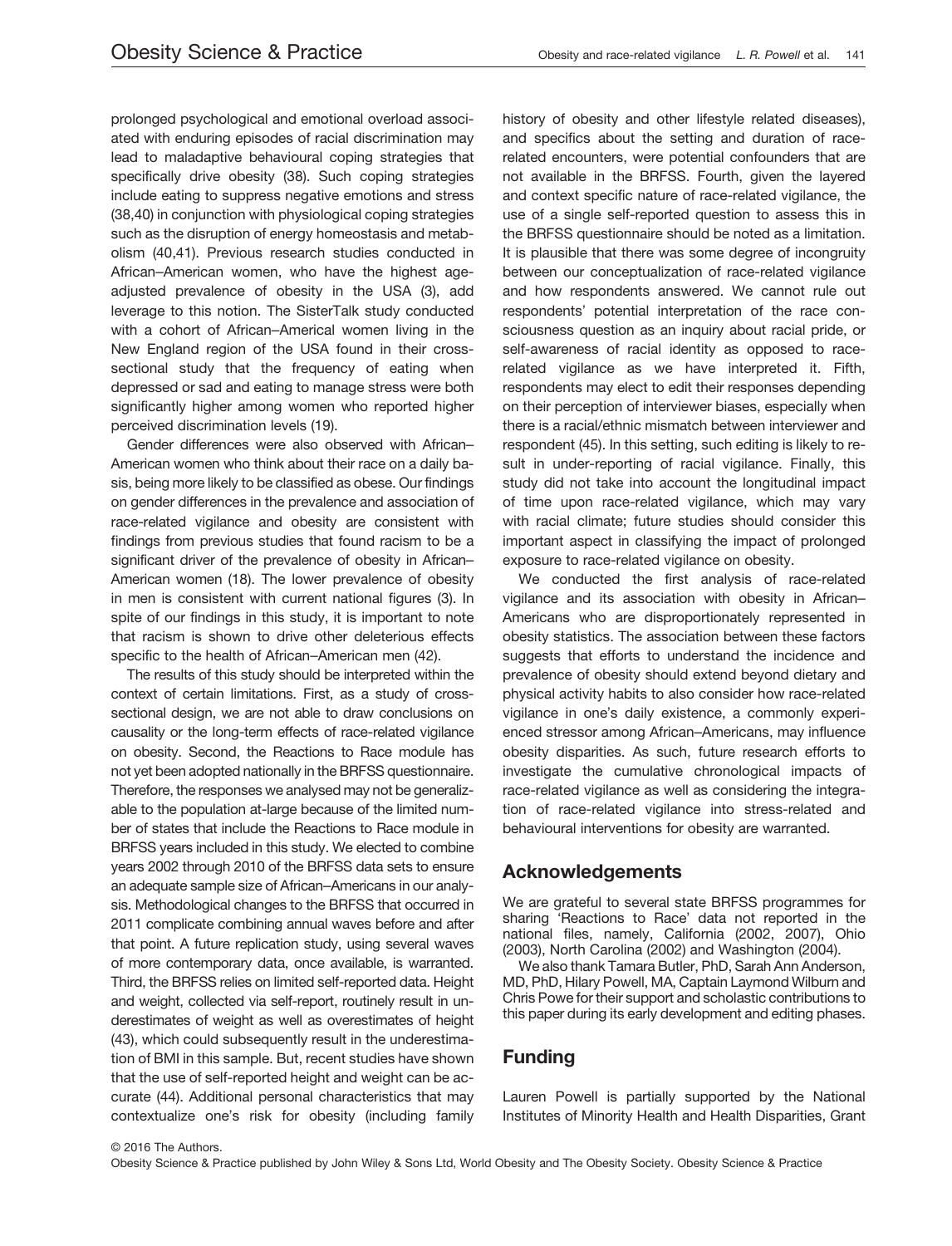prolonged psychological and emotional overload associated with enduring episodes of racial discrimination may lead to maladaptive behavioural coping strategies that specifically drive obesity (38). Such coping strategies include eating to suppress negative emotions and stress (38,40) in conjunction with physiological coping strategies such as the disruption of energy homeostasis and metabolism (40,41). Previous research studies conducted in African–American women, who have the highest age-adjusted prevalence of obesity in the USA (3), add leverage to this notion. The SisterTalk study conducted with a cohort of African–Americal women living in the New England region of the USA found in their cross-sectional study that the frequency of eating when depressed or sad and eating to manage stress were both significantly higher among women who reported higher perceived discrimination levels (19).

Gender differences were also observed with African–American women who think about their race on a daily basis, being more likely to be classified as obese. Our findings on gender differences in the prevalence and association of race-related vigilance and obesity are consistent with findings from previous studies that found racism to be a significant driver of the prevalence of obesity in African–American women (18). The lower prevalence of obesity in men is consistent with current national figures (3). In spite of our findings in this study, it is important to note that racism is shown to drive other deleterious effects specific to the health of African–American men (42).

The results of this study should be interpreted within the context of certain limitations. First, as a study of cross-sectional design, we are not able to draw conclusions on causality or the long-term effects of race-related vigilance on obesity. Second, the Reactions to Race module has not yet been adopted nationally in the BRFSS questionnaire. Therefore, the responses we analysed may not be generalizable to the population at-large because of the limited number of states that include the Reactions to Race module in BRFSS years included in this study. We elected to combine years 2002 through 2010 of the BRFSS data sets to ensure an adequate sample size of African–Americans in our analysis. Methodological changes to the BRFSS that occurred in 2011 complicate combining annual waves before and after that point. A future replication study, using several waves of more contemporary data, once available, is warranted. Third, the BRFSS relies on limited self-reported data. Height and weight, collected via self-report, routinely result in underestimates of weight as well as overestimates of height (43), which could subsequently result in the underestimation of BMI in this sample. But, recent studies have shown that the use of self-reported height and weight can be accurate (44). Additional personal characteristics that may contextualize one's risk for obesity (including family history of obesity and other lifestyle related diseases), and specifics about the setting and duration of race-related encounters, were potential confounders that are not available in the BRFSS. Fourth, given the layered and context specific nature of race-related vigilance, the use of a single self-reported question to assess this in the BRFSS questionnaire should be noted as a limitation. It is plausible that there was some degree of incongruity between our conceptualization of race-related vigilance and how respondents answered. We cannot rule out respondents' potential interpretation of the race consciousness question as an inquiry about racial pride, or self-awareness of racial identity as opposed to race-related vigilance as we have interpreted it. Fifth, respondents may elect to edit their responses depending on their perception of interviewer biases, especially when there is a racial/ethnic mismatch between interviewer and respondent (45). In this setting, such editing is likely to result in under-reporting of racial vigilance. Finally, this study did not take into account the longitudinal impact of time upon race-related vigilance, which may vary with racial climate; future studies should consider this important aspect in classifying the impact of prolonged exposure to race-related vigilance on obesity.

We conducted the first analysis of race-related vigilance and its association with obesity in African–Americans who are disproportionately represented in obesity statistics. The association between these factors suggests that efforts to understand the incidence and prevalence of obesity should extend beyond dietary and physical activity habits to also consider how race-related vigilance in one's daily existence, a commonly experienced stressor among African–Americans, may influence obesity disparities. As such, future research efforts to investigate the cumulative chronological impacts of race-related vigilance as well as considering the integration of race-related vigilance into stress-related and behavioural interventions for obesity are warranted.

## Acknowledgements

We are grateful to several state BRFSS programmes for sharing 'Reactions to Race' data not reported in the national files, namely, California (2002, 2007), Ohio (2003), North Carolina (2002) and Washington (2004).

We also thank Tamara Butler, PhD, Sarah Ann Anderson, MD, PhD, Hilary Powell, MA, Captain Laymond Wilburn and Chris Powe for their support and scholastic contributions to this paper during its early development and editing phases.

## Funding

Lauren Powell is partially supported by the National Institutes of Minority Health and Health Disparities, Grant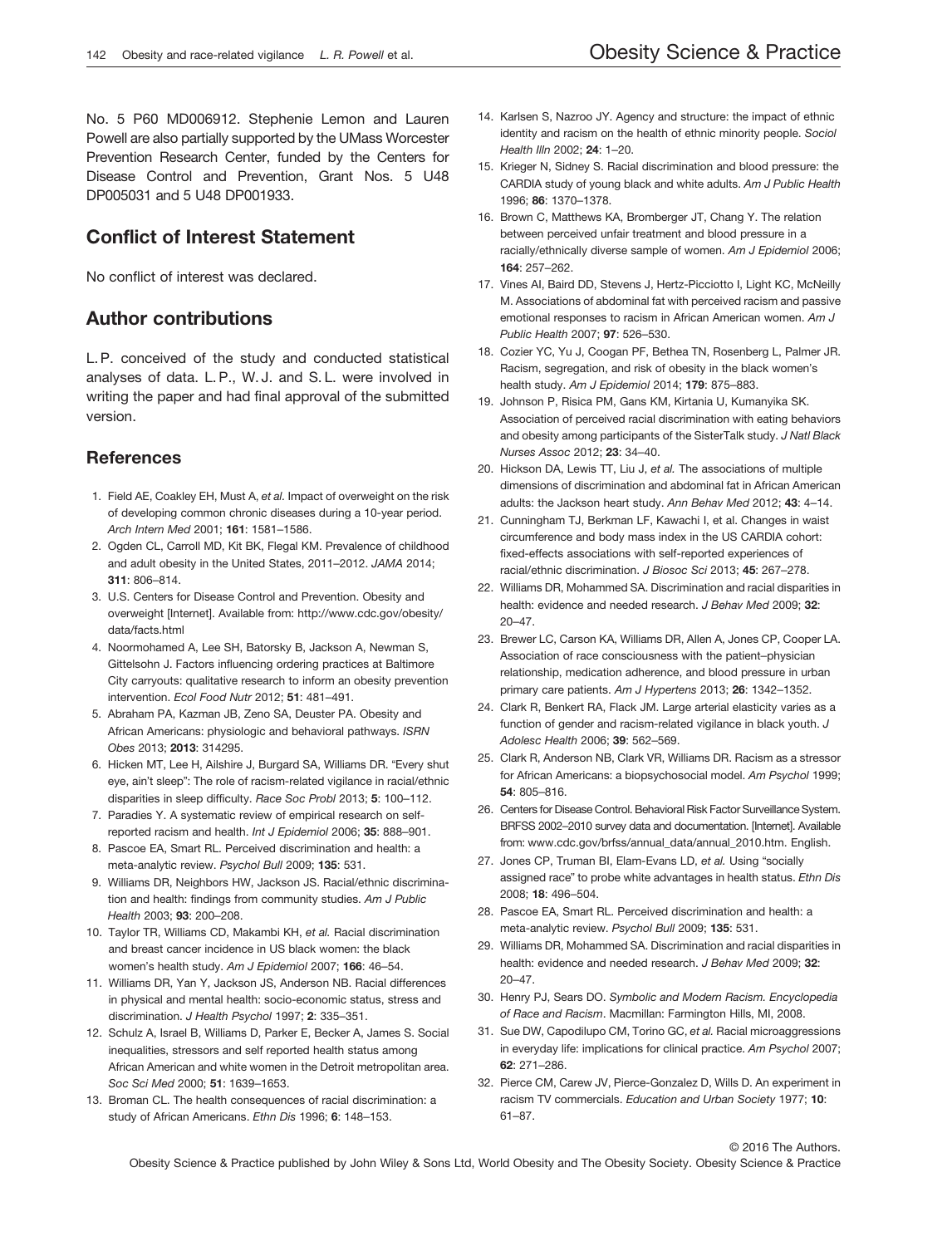No. 5 P60 MD006912. Stephenie Lemon and Lauren Powell are also partially supported by the UMass Worcester Prevention Research Center, funded by the Centers for Disease Control and Prevention, Grant Nos. 5 U48 DP005031 and 5 U48 DP001933.

## Conflict of Interest Statement

No conflict of interest was declared.

## Author contributions

L. P. conceived of the study and conducted statistical analyses of data. L. P., W. J. and S. L. were involved in writing the paper and had final approval of the submitted version.

## References

1. Field AE, Coakley EH, Must A, *et al.* Impact of overweight on the risk of developing common chronic diseases during a 10-year period. *Arch Intern Med* 2001; **161**: 1581–1586.
2. Ogden CL, Carroll MD, Kit BK, Flegal KM. Prevalence of childhood and adult obesity in the United States, 2011–2012. *JAMA* 2014; **311**: 806–814.
3. U.S. Centers for Disease Control and Prevention. Obesity and overweight [Internet]. Available from: http://www.cdc.gov/obesity/data/facts.html
4. Noormohamed A, Lee SH, Batorsky B, Jackson A, Newman S, Gittelsohn J. Factors influencing ordering practices at Baltimore City carryouts: qualitative research to inform an obesity prevention intervention. *Ecol Food Nutr* 2012; **51**: 481–491.
5. Abraham PA, Kazman JB, Zeno SA, Deuster PA. Obesity and African Americans: physiologic and behavioral pathways. *ISRN Obes* 2013; **2013**: 314295.
6. Hicken MT, Lee H, Ailshire J, Burgard SA, Williams DR. "Every shut eye, ain't sleep": The role of racism-related vigilance in racial/ethnic disparities in sleep difficulty. *Race Soc Probl* 2013; **5**: 100–112.
7. Paradies Y. A systematic review of empirical research on self-reported racism and health. *Int J Epidemiol* 2006; **35**: 888–901.
8. Pascoe EA, Smart RL. Perceived discrimination and health: a meta-analytic review. *Psychol Bull* 2009; **135**: 531.
9. Williams DR, Neighbors HW, Jackson JS. Racial/ethnic discrimination and health: findings from community studies. *Am J Public Health* 2003; **93**: 200–208.
10. Taylor TR, Williams CD, Makambi KH, *et al.* Racial discrimination and breast cancer incidence in US black women: the black women's health study. *Am J Epidemiol* 2007; **166**: 46–54.
11. Williams DR, Yan Y, Jackson JS, Anderson NB. Racial differences in physical and mental health: socio-economic status, stress and discrimination. *J Health Psychol* 1997; **2**: 335–351.
12. Schulz A, Israel B, Williams D, Parker E, Becker A, James S. Social inequalities, stressors and self reported health status among African American and white women in the Detroit metropolitan area. *Soc Sci Med* 2000; **51**: 1639–1653.
13. Broman CL. The health consequences of racial discrimination: a study of African Americans. *Ethn Dis* 1996; **6**: 148–153.
14. Karlsen S, Nazroo JY. Agency and structure: the impact of ethnic identity and racism on the health of ethnic minority people. *Sociol Health Illn* 2002; **24**: 1–20.
15. Krieger N, Sidney S. Racial discrimination and blood pressure: the CARDIA study of young black and white adults. *Am J Public Health* 1996; **86**: 1370–1378.
16. Brown C, Matthews KA, Bromberger JT, Chang Y. The relation between perceived unfair treatment and blood pressure in a racially/ethnically diverse sample of women. *Am J Epidemiol* 2006; **164**: 257–262.
17. Vines AI, Baird DD, Stevens J, Hertz-Picciotto I, Light KC, McNeilly M. Associations of abdominal fat with perceived racism and passive emotional responses to racism in African American women. *Am J Public Health* 2007; **97**: 526–530.
18. Cozier YC, Yu J, Coogan PF, Bethea TN, Rosenberg L, Palmer JR. Racism, segregation, and risk of obesity in the black women's health study. *Am J Epidemiol* 2014; **179**: 875–883.
19. Johnson P, Risica PM, Gans KM, Kirtania U, Kumanyika SK. Association of perceived racial discrimination with eating behaviors and obesity among participants of the SisterTalk study. *J Natl Black Nurses Assoc* 2012; **23**: 34–40.
20. Hickson DA, Lewis TT, Liu J, *et al.* The associations of multiple dimensions of discrimination and abdominal fat in African American adults: the Jackson heart study. *Ann Behav Med* 2012; **43**: 4–14.
21. Cunningham TJ, Berkman LF, Kawachi I, et al. Changes in waist circumference and body mass index in the US CARDIA cohort: fixed-effects associations with self-reported experiences of racial/ethnic discrimination. *J Biosoc Sci* 2013; **45**: 267–278.
22. Williams DR, Mohammed SA. Discrimination and racial disparities in health: evidence and needed research. *J Behav Med* 2009; **32**: 20–47.
23. Brewer LC, Carson KA, Williams DR, Allen A, Jones CP, Cooper LA. Association of race consciousness with the patient–physician relationship, medication adherence, and blood pressure in urban primary care patients. *Am J Hypertens* 2013; **26**: 1342–1352.
24. Clark R, Benkert RA, Flack JM. Large arterial elasticity varies as a function of gender and racism-related vigilance in black youth. *J Adolesc Health* 2006; **39**: 562–569.
25. Clark R, Anderson NB, Clark VR, Williams DR. Racism as a stressor for African Americans: a biopsychosocial model. *Am Psychol* 1999; **54**: 805–816.
26. Centers for Disease Control. Behavioral Risk Factor Surveillance System. BRFSS 2002–2010 survey data and documentation. [Internet]. Available from: www.cdc.gov/brfss/annual_data/annual_2010.htm. English.
27. Jones CP, Truman BI, Elam-Evans LD, *et al.* Using "socially assigned race" to probe white advantages in health status. *Ethn Dis* 2008; **18**: 496–504.
28. Pascoe EA, Smart RL. Perceived discrimination and health: a meta-analytic review. *Psychol Bull* 2009; **135**: 531.
29. Williams DR, Mohammed SA. Discrimination and racial disparities in health: evidence and needed research. *J Behav Med* 2009; **32**: 20–47.
30. Henry PJ, Sears DO. *Symbolic and Modern Racism. Encyclopedia of Race and Racism*. Macmillan: Farmington Hills, MI, 2008.
31. Sue DW, Capodilupo CM, Torino GC, *et al.* Racial microaggressions in everyday life: implications for clinical practice. *Am Psychol* 2007; **62**: 271–286.
32. Pierce CM, Carew JV, Pierce-Gonzalez D, Wills D. An experiment in racism TV commercials. *Education and Urban Society* 1977; **10**: 61–87.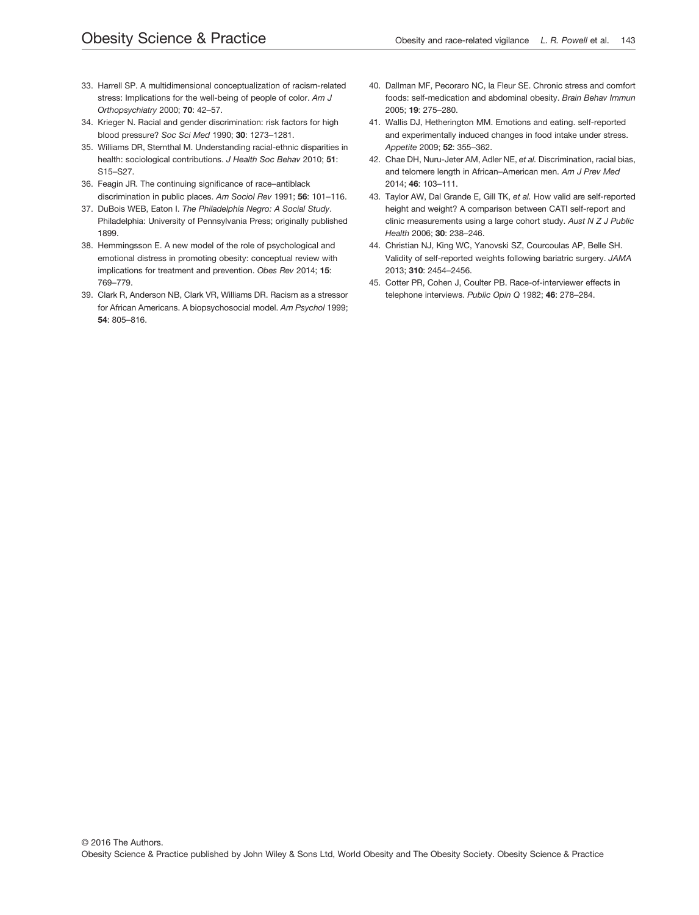33. Harrell SP. A multidimensional conceptualization of racism-related stress: Implications for the well-being of people of color. *Am J Orthopsychiatry* 2000; **70**: 42–57.
34. Krieger N. Racial and gender discrimination: risk factors for high blood pressure? *Soc Sci Med* 1990; **30**: 1273–1281.
35. Williams DR, Sternthal M. Understanding racial-ethnic disparities in health: sociological contributions. *J Health Soc Behav* 2010; **51**: S15–S27.
36. Feagin JR. The continuing significance of race–antiblack discrimination in public places. *Am Sociol Rev* 1991; **56**: 101–116.
37. DuBois WEB, Eaton I. *The Philadelphia Negro: A Social Study*. Philadelphia: University of Pennsylvania Press; originally published 1899.
38. Hemmingsson E. A new model of the role of psychological and emotional distress in promoting obesity: conceptual review with implications for treatment and prevention. *Obes Rev* 2014; **15**: 769–779.
39. Clark R, Anderson NB, Clark VR, Williams DR. Racism as a stressor for African Americans. A biopsychosocial model. *Am Psychol* 1999; **54**: 805–816.
40. Dallman MF, Pecoraro NC, la Fleur SE. Chronic stress and comfort foods: self-medication and abdominal obesity. *Brain Behav Immun* 2005; **19**: 275–280.
41. Wallis DJ, Hetherington MM. Emotions and eating. self-reported and experimentally induced changes in food intake under stress. *Appetite* 2009; **52**: 355–362.
42. Chae DH, Nuru-Jeter AM, Adler NE, *et al.* Discrimination, racial bias, and telomere length in African–American men. *Am J Prev Med* 2014; **46**: 103–111.
43. Taylor AW, Dal Grande E, Gill TK, *et al.* How valid are self-reported height and weight? A comparison between CATI self-report and clinic measurements using a large cohort study. *Aust N Z J Public Health* 2006; **30**: 238–246.
44. Christian NJ, King WC, Yanovski SZ, Courcoulas AP, Belle SH. Validity of self-reported weights following bariatric surgery. *JAMA* 2013; **310**: 2454–2456.
45. Cotter PR, Cohen J, Coulter PB. Race-of-interviewer effects in telephone interviews. *Public Opin Q* 1982; **46**: 278–284.